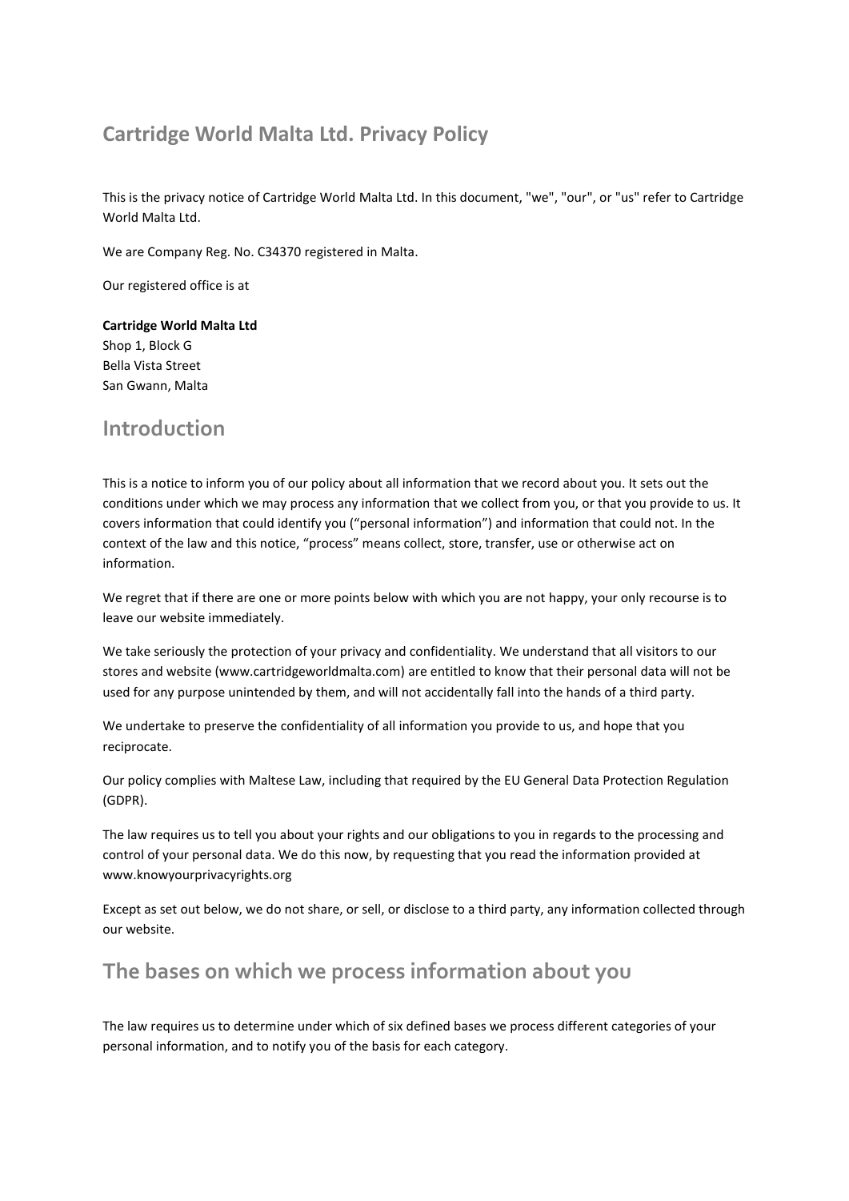# Cartridge World Malta Ltd. Privacy Policy

This is the privacy notice of Cartridge World Malta Ltd. In this document, "we", "our", or "us" refer to Cartridge World Malta Ltd.

We are Company Reg. No. C34370 registered in Malta.

Our registered office is at

**Cartridge World Malta Ltd**
Shop 1, Block G
Bella Vista Street
San Gwann, Malta

## Introduction

This is a notice to inform you of our policy about all information that we record about you. It sets out the conditions under which we may process any information that we collect from you, or that you provide to us. It covers information that could identify you ("personal information") and information that could not. In the context of the law and this notice, "process" means collect, store, transfer, use or otherwise act on information.

We regret that if there are one or more points below with which you are not happy, your only recourse is to leave our website immediately.

We take seriously the protection of your privacy and confidentiality. We understand that all visitors to our stores and website (www.cartridgeworldmalta.com) are entitled to know that their personal data will not be used for any purpose unintended by them, and will not accidentally fall into the hands of a third party.

We undertake to preserve the confidentiality of all information you provide to us, and hope that you reciprocate.

Our policy complies with Maltese Law, including that required by the EU General Data Protection Regulation (GDPR).

The law requires us to tell you about your rights and our obligations to you in regards to the processing and control of your personal data. We do this now, by requesting that you read the information provided at www.knowyourprivacyrights.org

Except as set out below, we do not share, or sell, or disclose to a third party, any information collected through our website.

## The bases on which we process information about you

The law requires us to determine under which of six defined bases we process different categories of your personal information, and to notify you of the basis for each category.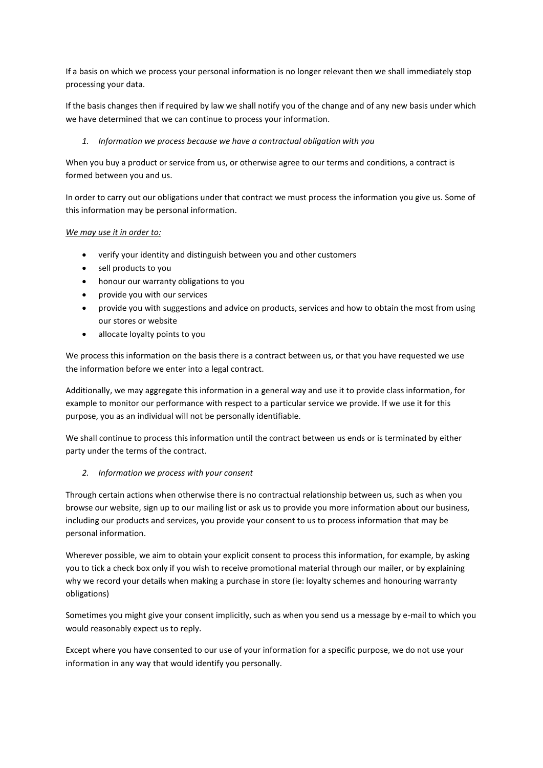If a basis on which we process your personal information is no longer relevant then we shall immediately stop processing your data.

If the basis changes then if required by law we shall notify you of the change and of any new basis under which we have determined that we can continue to process your information.

1. *Information we process because we have a contractual obligation with you*

When you buy a product or service from us, or otherwise agree to our terms and conditions, a contract is formed between you and us.

In order to carry out our obligations under that contract we must process the information you give us. Some of this information may be personal information.

*We may use it in order to:*

- verify your identity and distinguish between you and other customers
- sell products to you
- honour our warranty obligations to you
- provide you with our services
- provide you with suggestions and advice on products, services and how to obtain the most from using our stores or website
- allocate loyalty points to you

We process this information on the basis there is a contract between us, or that you have requested we use the information before we enter into a legal contract.

Additionally, we may aggregate this information in a general way and use it to provide class information, for example to monitor our performance with respect to a particular service we provide. If we use it for this purpose, you as an individual will not be personally identifiable.

We shall continue to process this information until the contract between us ends or is terminated by either party under the terms of the contract.

2. *Information we process with your consent*

Through certain actions when otherwise there is no contractual relationship between us, such as when you browse our website, sign up to our mailing list or ask us to provide you more information about our business, including our products and services, you provide your consent to us to process information that may be personal information.

Wherever possible, we aim to obtain your explicit consent to process this information, for example, by asking you to tick a check box only if you wish to receive promotional material through our mailer, or by explaining why we record your details when making a purchase in store (ie: loyalty schemes and honouring warranty obligations)

Sometimes you might give your consent implicitly, such as when you send us a message by e-mail to which you would reasonably expect us to reply.

Except where you have consented to our use of your information for a specific purpose, we do not use your information in any way that would identify you personally.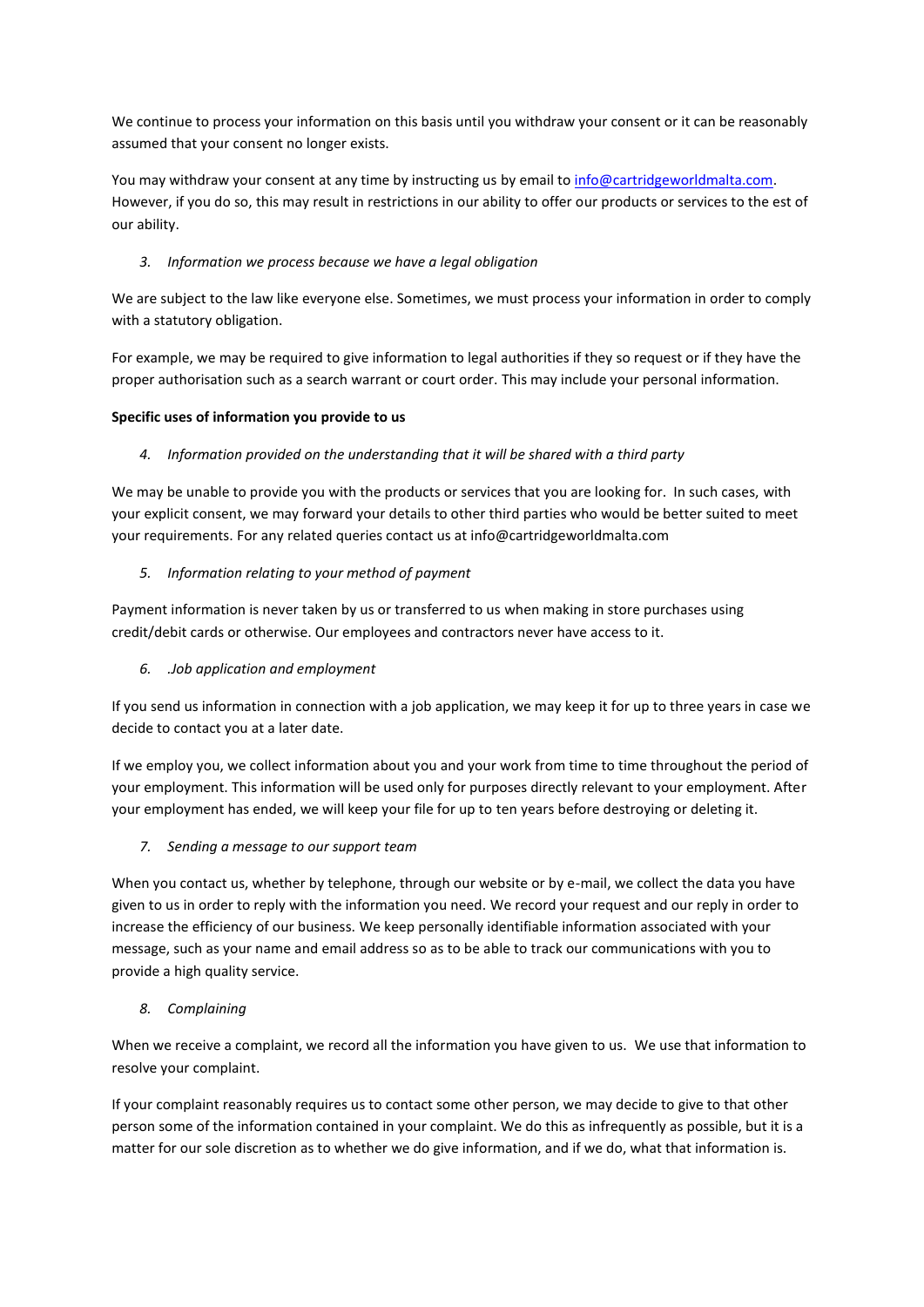We continue to process your information on this basis until you withdraw your consent or it can be reasonably assumed that your consent no longer exists.

You may withdraw your consent at any time by instructing us by email to [info@cartridgeworldmalta.com](mailto:info@cartridgeworldmalta.com). However, if you do so, this may result in restrictions in our ability to offer our products or services to the est of our ability.

3. *Information we process because we have a legal obligation*

We are subject to the law like everyone else. Sometimes, we must process your information in order to comply with a statutory obligation.

For example, we may be required to give information to legal authorities if they so request or if they have the proper authorisation such as a search warrant or court order. This may include your personal information.

**Specific uses of information you provide to us**

4. *Information provided on the understanding that it will be shared with a third party*

We may be unable to provide you with the products or services that you are looking for. In such cases, with your explicit consent, we may forward your details to other third parties who would be better suited to meet your requirements. For any related queries contact us at info@cartridgeworldmalta.com

5. *Information relating to your method of payment*

Payment information is never taken by us or transferred to us when making in store purchases using credit/debit cards or otherwise. Our employees and contractors never have access to it.

6. *.Job application and employment*

If you send us information in connection with a job application, we may keep it for up to three years in case we decide to contact you at a later date.

If we employ you, we collect information about you and your work from time to time throughout the period of your employment. This information will be used only for purposes directly relevant to your employment. After your employment has ended, we will keep your file for up to ten years before destroying or deleting it.

7. *Sending a message to our support team*

When you contact us, whether by telephone, through our website or by e-mail, we collect the data you have given to us in order to reply with the information you need. We record your request and our reply in order to increase the efficiency of our business. We keep personally identifiable information associated with your message, such as your name and email address so as to be able to track our communications with you to provide a high quality service.

8. *Complaining*

When we receive a complaint, we record all the information you have given to us. We use that information to resolve your complaint.

If your complaint reasonably requires us to contact some other person, we may decide to give to that other person some of the information contained in your complaint. We do this as infrequently as possible, but it is a matter for our sole discretion as to whether we do give information, and if we do, what that information is.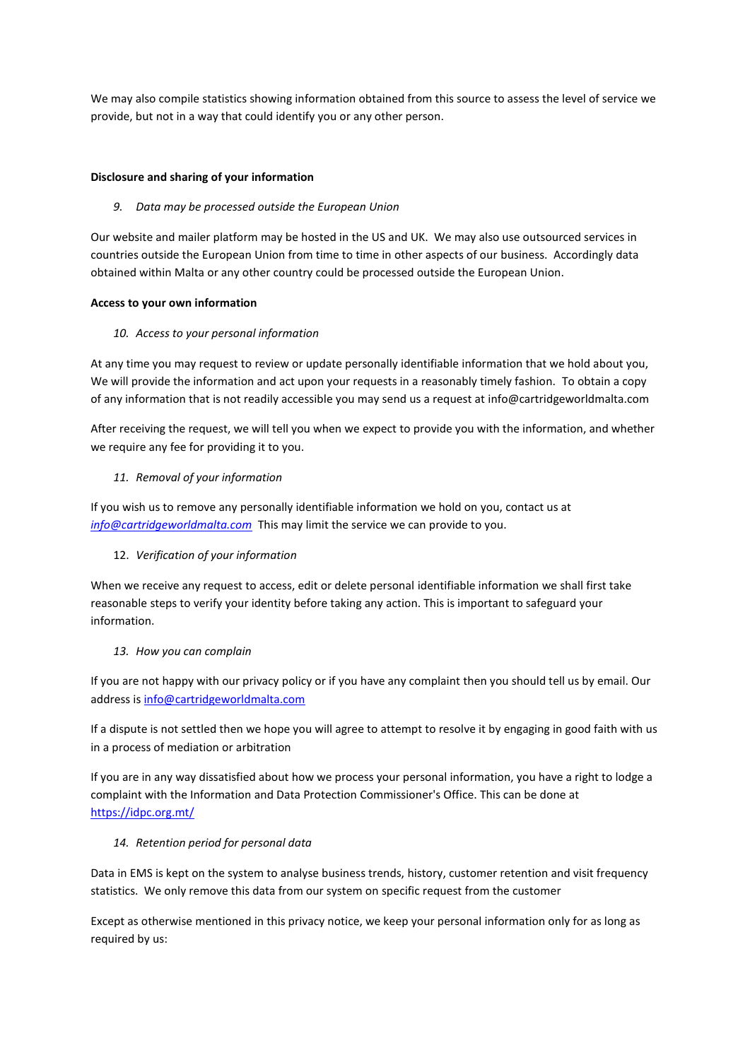We may also compile statistics showing information obtained from this source to assess the level of service we provide, but not in a way that could identify you or any other person.

**Disclosure and sharing of your information**

9. *Data may be processed outside the European Union*

Our website and mailer platform may be hosted in the US and UK. We may also use outsourced services in countries outside the European Union from time to time in other aspects of our business. Accordingly data obtained within Malta or any other country could be processed outside the European Union.

**Access to your own information**

10. *Access to your personal information*

At any time you may request to review or update personally identifiable information that we hold about you, We will provide the information and act upon your requests in a reasonably timely fashion. To obtain a copy of any information that is not readily accessible you may send us a request at info@cartridgeworldmalta.com

After receiving the request, we will tell you when we expect to provide you with the information, and whether we require any fee for providing it to you.

11. *Removal of your information*

If you wish us to remove any personally identifiable information we hold on you, contact us at *info@cartridgeworldmalta.com* This may limit the service we can provide to you.

12. *Verification of your information*

When we receive any request to access, edit or delete personal identifiable information we shall first take reasonable steps to verify your identity before taking any action. This is important to safeguard your information.

13. *How you can complain*

If you are not happy with our privacy policy or if you have any complaint then you should tell us by email. Our address is info@cartridgeworldmalta.com

If a dispute is not settled then we hope you will agree to attempt to resolve it by engaging in good faith with us in a process of mediation or arbitration

If you are in any way dissatisfied about how we process your personal information, you have a right to lodge a complaint with the Information and Data Protection Commissioner's Office. This can be done at https://idpc.org.mt/

14. *Retention period for personal data*

Data in EMS is kept on the system to analyse business trends, history, customer retention and visit frequency statistics. We only remove this data from our system on specific request from the customer

Except as otherwise mentioned in this privacy notice, we keep your personal information only for as long as required by us: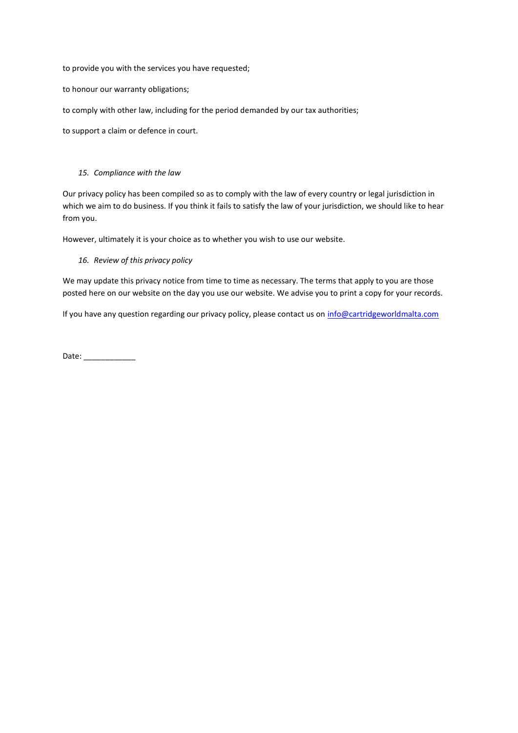to provide you with the services you have requested;

to honour our warranty obligations;

to comply with other law, including for the period demanded by our tax authorities;

to support a claim or defence in court.

### *15. Compliance with the law*

Our privacy policy has been compiled so as to comply with the law of every country or legal jurisdiction in which we aim to do business. If you think it fails to satisfy the law of your jurisdiction, we should like to hear from you.

However, ultimately it is your choice as to whether you wish to use our website.

### *16. Review of this privacy policy*

We may update this privacy notice from time to time as necessary. The terms that apply to you are those posted here on our website on the day you use our website. We advise you to print a copy for your records.

If you have any question regarding our privacy policy, please contact us on [info@cartridgeworldmalta.com](mailto:info@cartridgeworldmalta.com)

Date: ____________